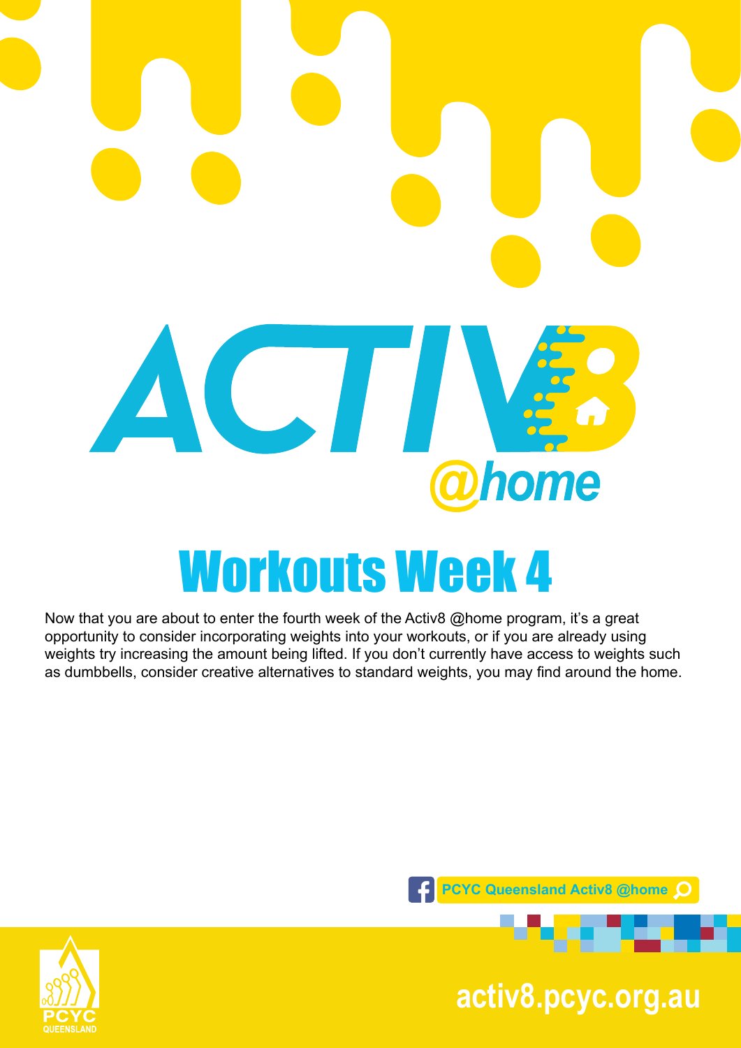# ACTIV8 @home

## Workouts Week 4

Now that you are about to enter the fourth week of the Activ8 @home program, it's a great opportunity to consider incorporating weights into your workouts, or if you are already using weights try increasing the amount being lifted. If you don't currently have access to weights such as dumbbells, consider creative alternatives to standard weights, you may find around the home.

PCYC Queensland Activ8 @home

PCYC QUEENSLAND

activ8.pcyc.org.au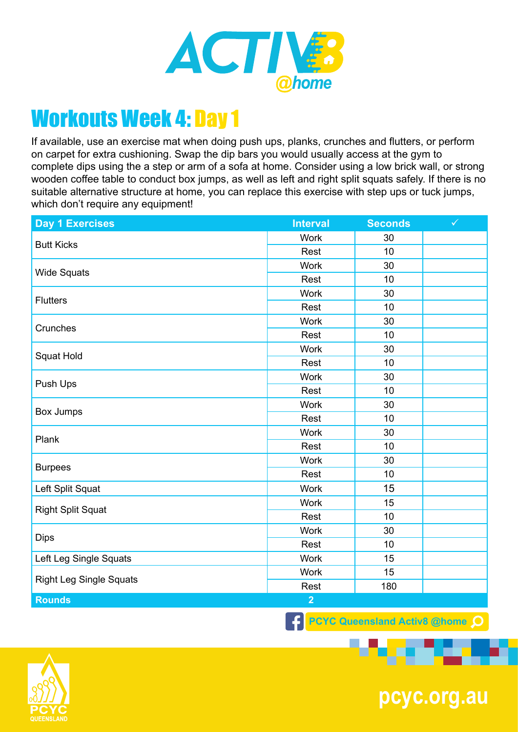# ACTIV8 @home

## Workouts Week 4: Day 1

If available, use an exercise mat when doing push ups, planks, crunches and flutters, or perform on carpet for extra cushioning. Swap the dip bars you would usually access at the gym to complete dips using the a step or arm of a sofa at home. Consider using a low brick wall, or strong wooden coffee table to conduct box jumps, as well as left and right split squats safely. If there is no suitable alternative structure at home, you can replace this exercise with step ups or tuck jumps, which don't require any equipment!

| Day 1 Exercises | Interval | Seconds | ✓ |
|---|---|---|---|
| Butt Kicks | Work | 30 | |
| | Rest | 10 | |
| Wide Squats | Work | 30 | |
| | Rest | 10 | |
| Flutters | Work | 30 | |
| | Rest | 10 | |
| Crunches | Work | 30 | |
| | Rest | 10 | |
| Squat Hold | Work | 30 | |
| | Rest | 10 | |
| Push Ups | Work | 30 | |
| | Rest | 10 | |
| Box Jumps | Work | 30 | |
| | Rest | 10 | |
| Plank | Work | 30 | |
| | Rest | 10 | |
| Burpees | Work | 30 | |
| | Rest | 10 | |
| Left Split Squat | Work | 15 | |
| Right Split Squat | Work | 15 | |
| | Rest | 10 | |
| Dips | Work | 30 | |
| | Rest | 10 | |
| Left Leg Single Squats | Work | 15 | |
| Right Leg Single Squats | Work | 15 | |
| | Rest | 180 | |
| **Rounds** | **2** | | |

PCYC Queensland Activ8 @home

PCYC QUEENSLAND

pcyc.org.au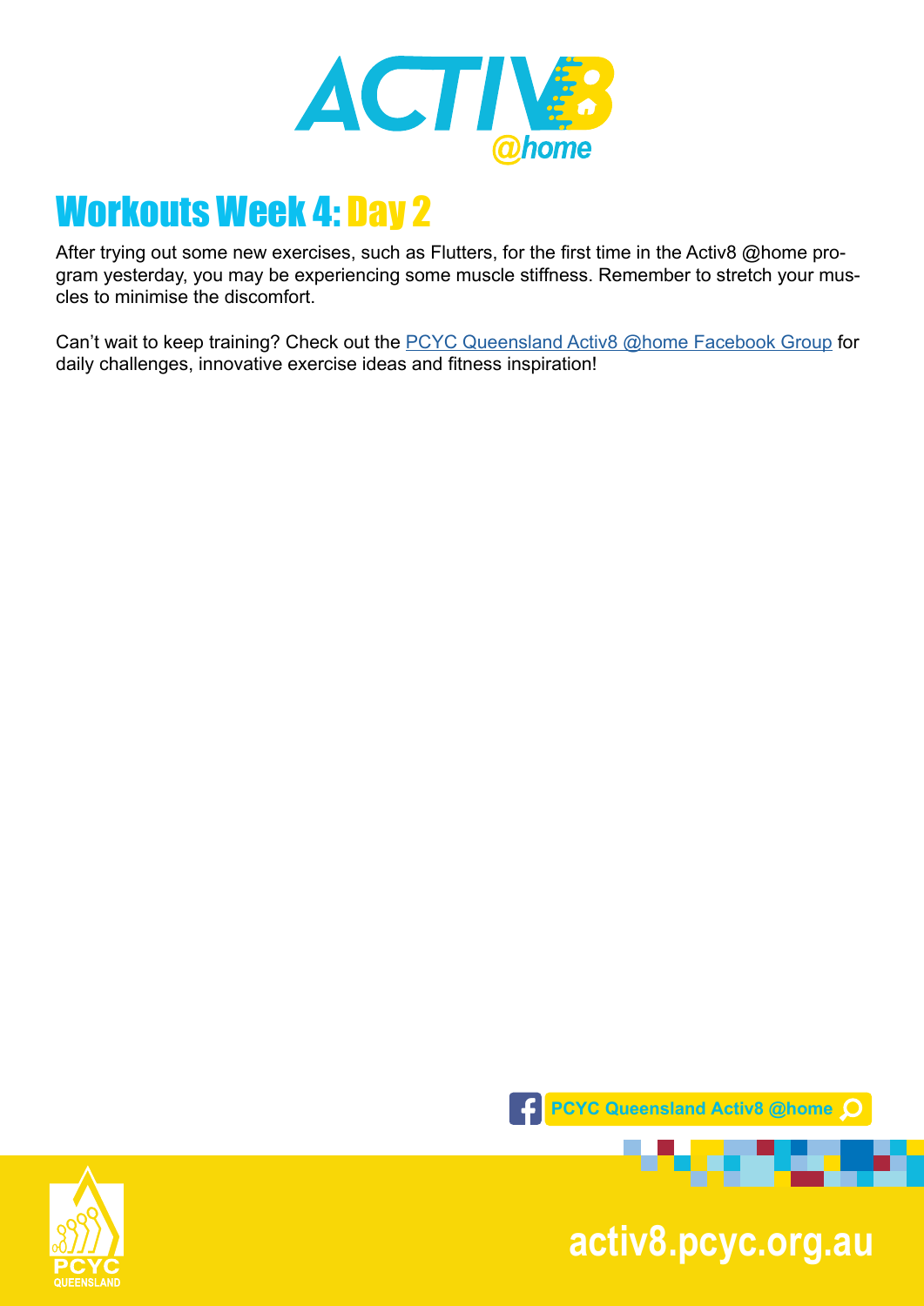# Workouts Week 4: Day 2

After trying out some new exercises, such as Flutters, for the first time in the Activ8 @home program yesterday, you may be experiencing some muscle stiffness. Remember to stretch your muscles to minimise the discomfort.

Can't wait to keep training? Check out the PCYC Queensland Activ8 @home Facebook Group for daily challenges, innovative exercise ideas and fitness inspiration!

PCYC Queensland Activ8 @home

activ8.pcyc.org.au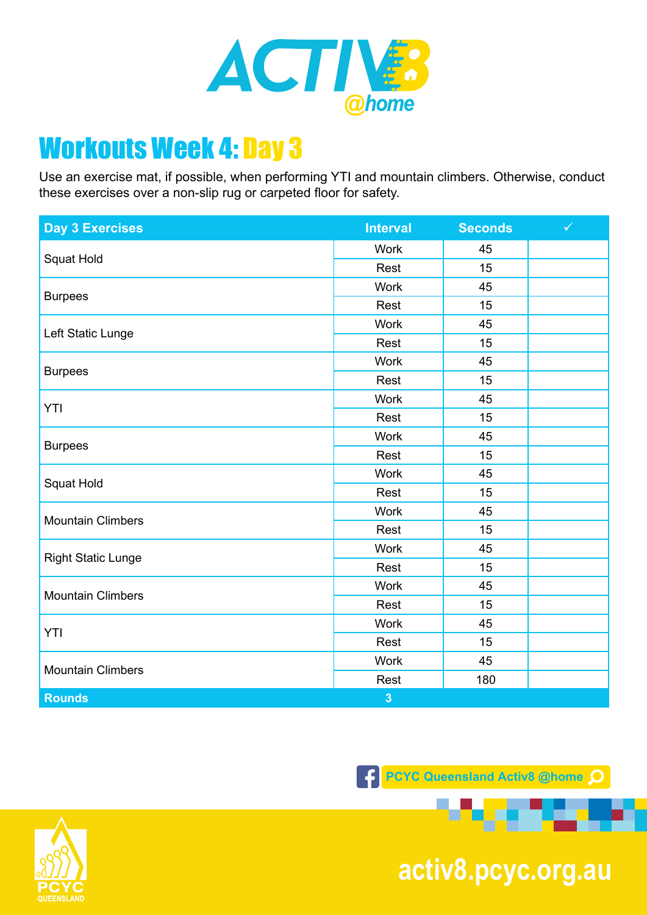# ACTIV8 @home

## Workouts Week 4: Day 3

Use an exercise mat, if possible, when performing YTI and mountain climbers. Otherwise, conduct these exercises over a non-slip rug or carpeted floor for safety.

| Day 3 Exercises | Interval | Seconds | ✓ |
|---|---|---|---|
| Squat Hold | Work | 45 | |
| | Rest | 15 | |
| Burpees | Work | 45 | |
| | Rest | 15 | |
| Left Static Lunge | Work | 45 | |
| | Rest | 15 | |
| Burpees | Work | 45 | |
| | Rest | 15 | |
| YTI | Work | 45 | |
| | Rest | 15 | |
| Burpees | Work | 45 | |
| | Rest | 15 | |
| Squat Hold | Work | 45 | |
| | Rest | 15 | |
| Mountain Climbers | Work | 45 | |
| | Rest | 15 | |
| Right Static Lunge | Work | 45 | |
| | Rest | 15 | |
| Mountain Climbers | Work | 45 | |
| | Rest | 15 | |
| YTI | Work | 45 | |
| | Rest | 15 | |
| Mountain Climbers | Work | 45 | |
| | Rest | 180 | |
| **Rounds** | **3** | | |

PCYC Queensland Activ8 @home

PCYC QUEENSLAND

activ8.pcyc.org.au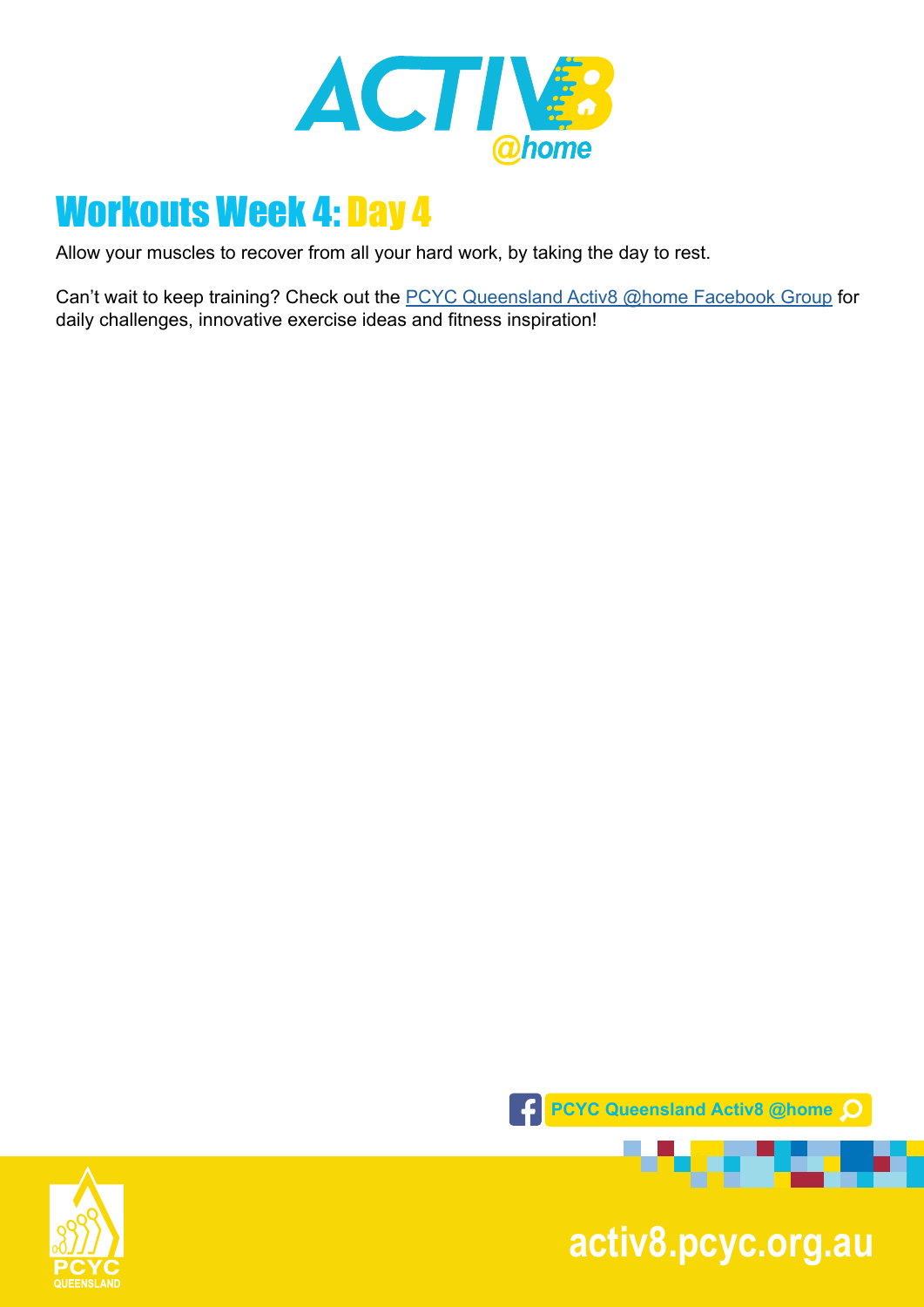# Workouts Week 4: Day 4

Allow your muscles to recover from all your hard work, by taking the day to rest.

Can't wait to keep training? Check out the [PCYC Queensland Activ8 @home Facebook Group](PCYC Queensland Activ8 @home Facebook Group) for daily challenges, innovative exercise ideas and fitness inspiration!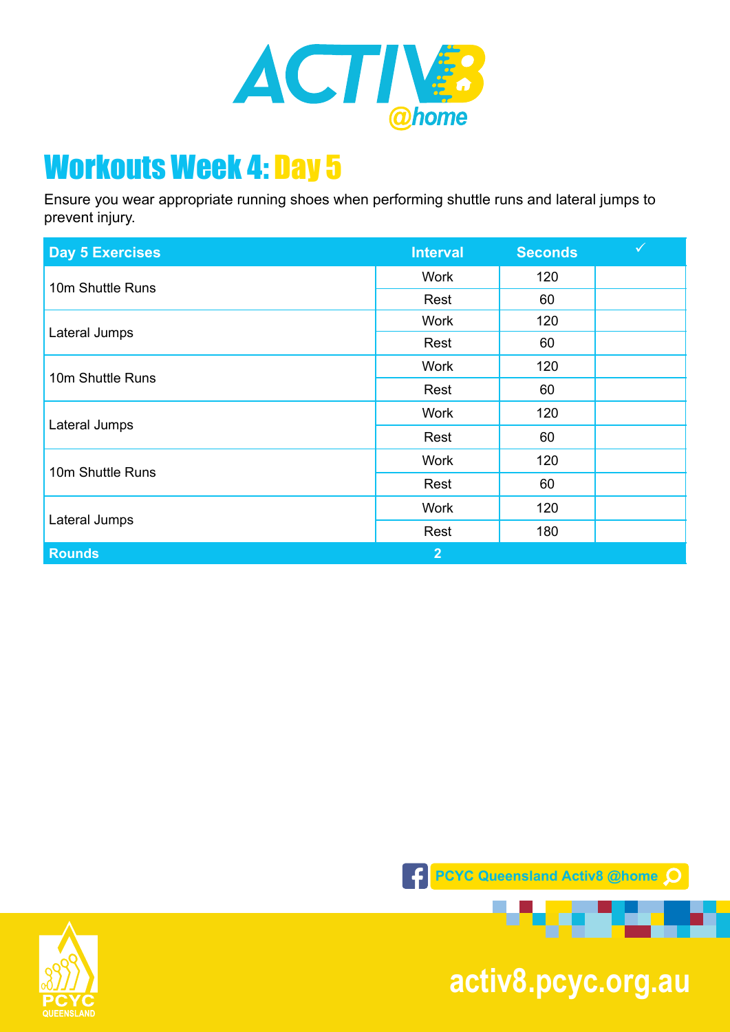# Workouts Week 4: Day 5

Ensure you wear appropriate running shoes when performing shuttle runs and lateral jumps to prevent injury.

| Day 5 Exercises | Interval | Seconds | ✓ |
|---|---|---|---|
| 10m Shuttle Runs | Work | 120 | |
| | Rest | 60 | |
| Lateral Jumps | Work | 120 | |
| | Rest | 60 | |
| 10m Shuttle Runs | Work | 120 | |
| | Rest | 60 | |
| Lateral Jumps | Work | 120 | |
| | Rest | 60 | |
| 10m Shuttle Runs | Work | 120 | |
| | Rest | 60 | |
| Lateral Jumps | Work | 120 | |
| | Rest | 180 | |
| **Rounds** | **2** | | |

PCYC Queensland Activ8 @home

activ8.pcyc.org.au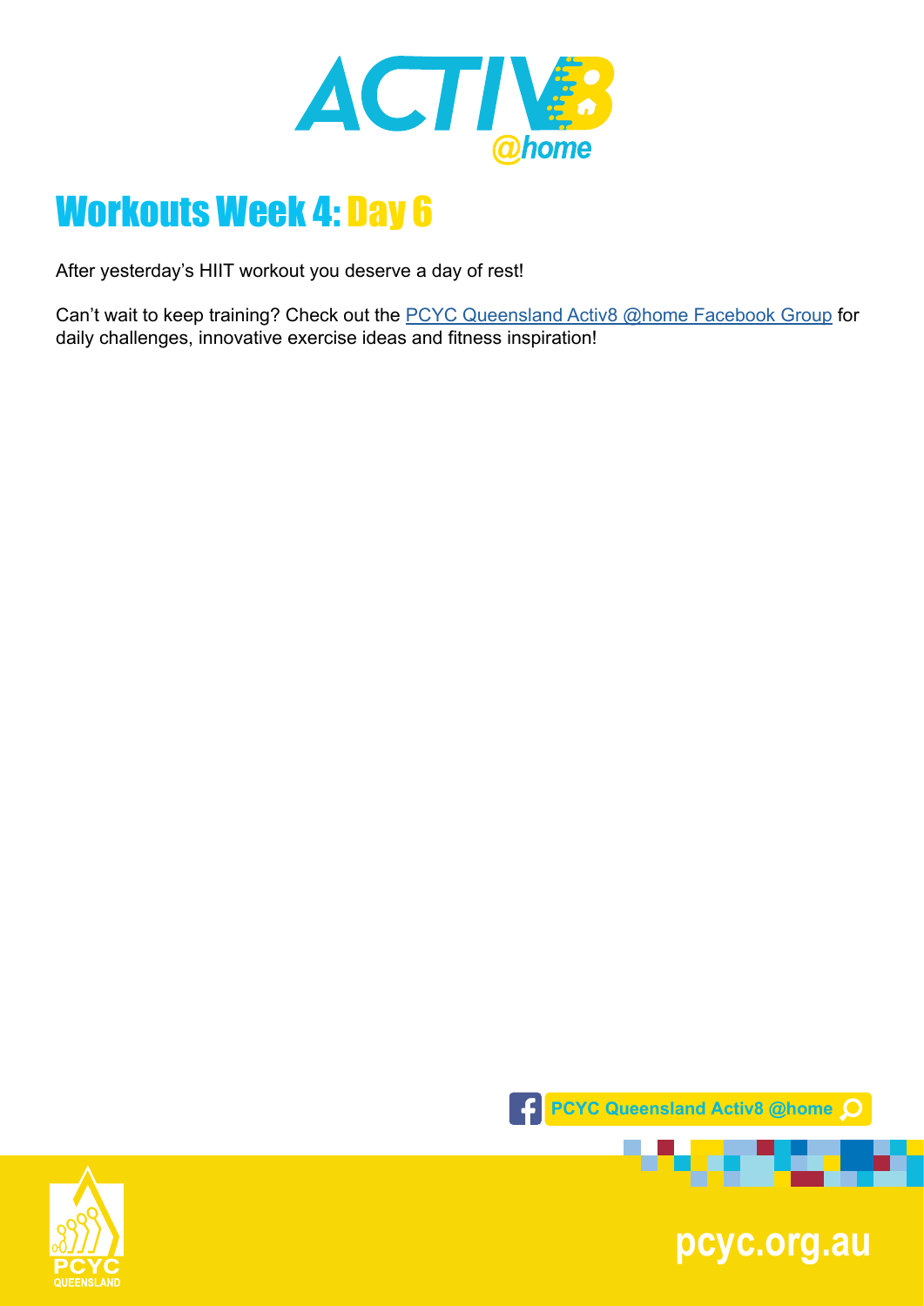# Workouts Week 4: Day 6

After yesterday's HIIT workout you deserve a day of rest!

Can't wait to keep training? Check out the [PCYC Queensland Activ8 @home Facebook Group] for daily challenges, innovative exercise ideas and fitness inspiration!

PCYC Queensland Activ8 @home

pcyc.org.au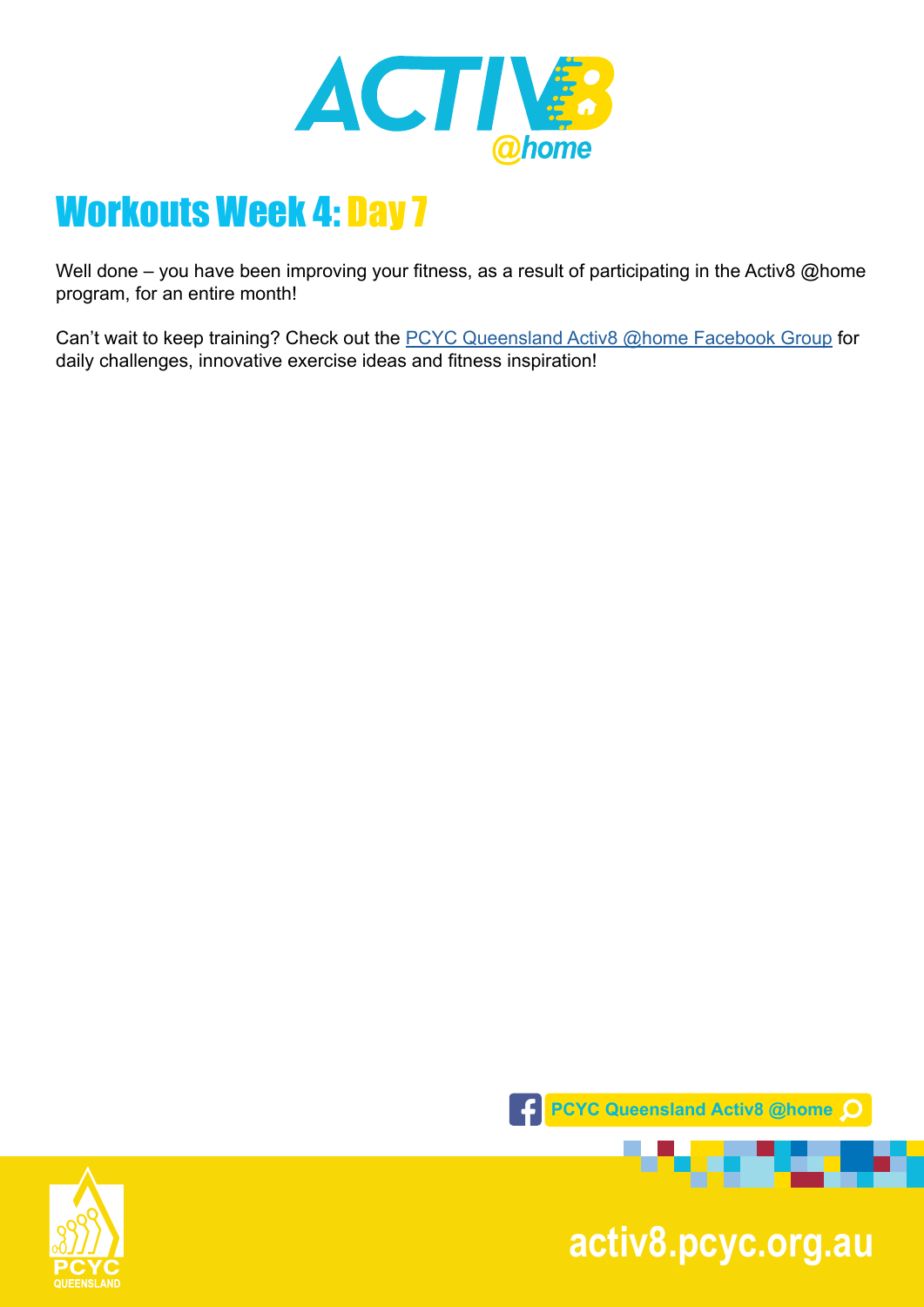# Workouts Week 4: Day 7

Well done – you have been improving your fitness, as a result of participating in the Activ8 @home program, for an entire month!

Can't wait to keep training? Check out the PCYC Queensland Activ8 @home Facebook Group for daily challenges, innovative exercise ideas and fitness inspiration!

PCYC Queensland Activ8 @home

activ8.pcyc.org.au